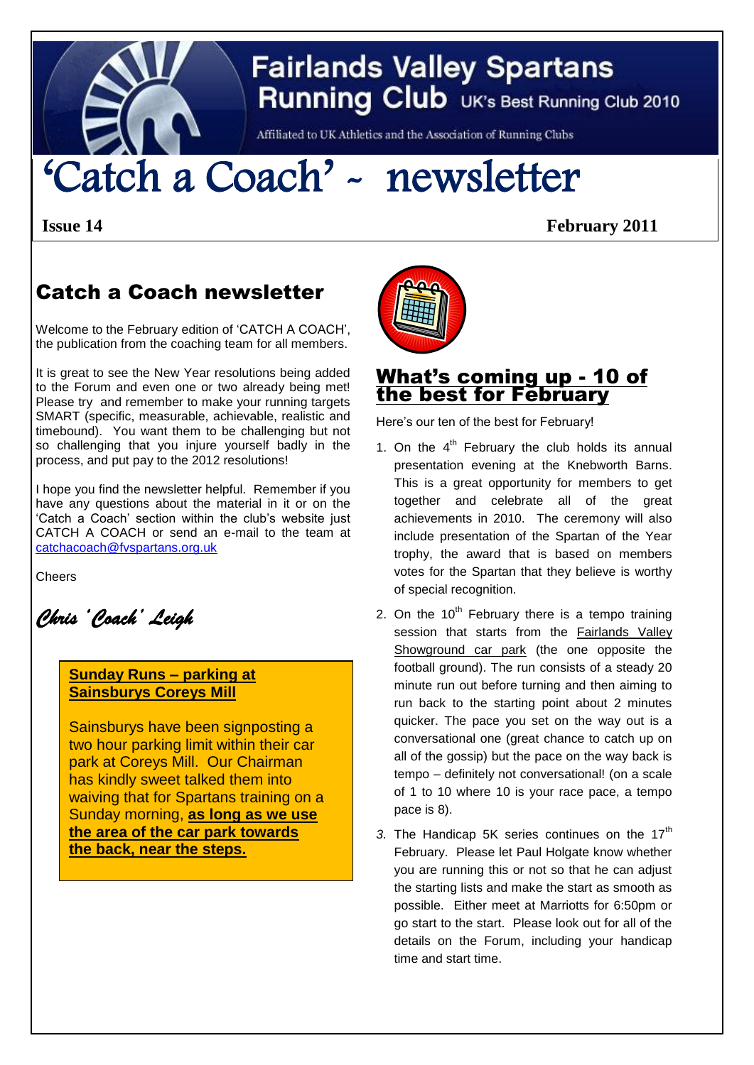# Fairlands Valley Spartans Running Club

UK's Best Running Club 2010

Affiliated to UK Athletics and the Association of Running Clubs

# 'Catch a Coach' - newsletter

**Issue 14** **February 2011**

## Catch a Coach newsletter

Welcome to the February edition of 'CATCH A COACH', the publication from the coaching team for all members.

It is great to see the New Year resolutions being added to the Forum and even one or two already being met! Please try and remember to make your running targets SMART (specific, measurable, achievable, realistic and timebound). You want them to be challenging but not so challenging that you injure yourself badly in the process, and put pay to the 2012 resolutions!

I hope you find the newsletter helpful. Remember if you have any questions about the material in it or on the 'Catch a Coach' section within the club's website just CATCH A COACH or send an e-mail to the team at catchacoach@fvspartans.org.uk

Cheers

*Chris 'Coach' Leigh*

**Sunday Runs – parking at Sainsburys Coreys Mill**

Sainsburys have been signposting a two hour parking limit within their car park at Coreys Mill. Our Chairman has kindly sweet talked them into waiving that for Spartans training on a Sunday morning, **as long as we use the area of the car park towards the back, near the steps.**

## What's coming up - 10 of the best for February

Here's our ten of the best for February!

1. On the 4th February the club holds its annual presentation evening at the Knebworth Barns. This is a great opportunity for members to get together and celebrate all of the great achievements in 2010. The ceremony will also include presentation of the Spartan of the Year trophy, the award that is based on members votes for the Spartan that they believe is worthy of special recognition.
2. On the 10th February there is a tempo training session that starts from the Fairlands Valley Showground car park (the one opposite the football ground). The run consists of a steady 20 minute run out before turning and then aiming to run back to the starting point about 2 minutes quicker. The pace you set on the way out is a conversational one (great chance to catch up on all of the gossip) but the pace on the way back is tempo – definitely not conversational! (on a scale of 1 to 10 where 10 is your race pace, a tempo pace is 8).
3. The Handicap 5K series continues on the 17th February. Please let Paul Holgate know whether you are running this or not so that he can adjust the starting lists and make the start as smooth as possible. Either meet at Marriotts for 6:50pm or go start to the start. Please look out for all of the details on the Forum, including your handicap time and start time.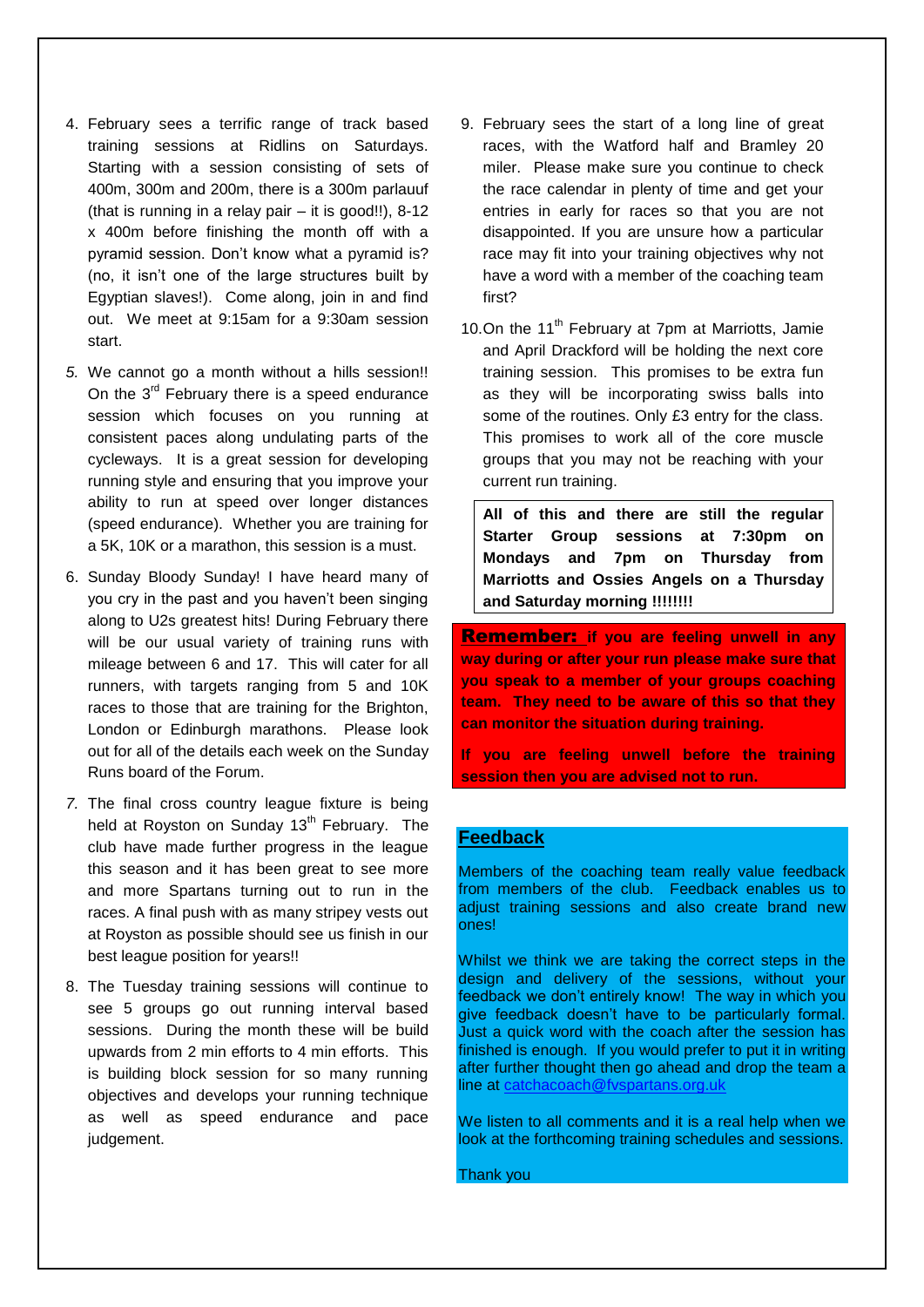4. February sees a terrific range of track based training sessions at Ridlins on Saturdays. Starting with a session consisting of sets of 400m, 300m and 200m, there is a 300m parlauuf (that is running in a relay pair – it is good!!), 8-12 x 400m before finishing the month off with a pyramid session. Don't know what a pyramid is? (no, it isn't one of the large structures built by Egyptian slaves!). Come along, join in and find out. We meet at 9:15am for a 9:30am session start.

5. We cannot go a month without a hills session!! On the 3rd February there is a speed endurance session which focuses on you running at consistent paces along undulating parts of the cycleways. It is a great session for developing running style and ensuring that you improve your ability to run at speed over longer distances (speed endurance). Whether you are training for a 5K, 10K or a marathon, this session is a must.

6. Sunday Bloody Sunday! I have heard many of you cry in the past and you haven't been singing along to U2s greatest hits! During February there will be our usual variety of training runs with mileage between 6 and 17. This will cater for all runners, with targets ranging from 5 and 10K races to those that are training for the Brighton, London or Edinburgh marathons. Please look out for all of the details each week on the Sunday Runs board of the Forum.

7. The final cross country league fixture is being held at Royston on Sunday 13th February. The club have made further progress in the league this season and it has been great to see more and more Spartans turning out to run in the races. A final push with as many stripey vests out at Royston as possible should see us finish in our best league position for years!!

8. The Tuesday training sessions will continue to see 5 groups go out running interval based sessions. During the month these will be build upwards from 2 min efforts to 4 min efforts. This is building block session for so many running objectives and develops your running technique as well as speed endurance and pace judgement.

9. February sees the start of a long line of great races, with the Watford half and Bramley 20 miler. Please make sure you continue to check the race calendar in plenty of time and get your entries in early for races so that you are not disappointed. If you are unsure how a particular race may fit into your training objectives why not have a word with a member of the coaching team first?

10. On the 11th February at 7pm at Marriotts, Jamie and April Drackford will be holding the next core training session. This promises to be extra fun as they will be incorporating swiss balls into some of the routines. Only £3 entry for the class. This promises to work all of the core muscle groups that you may not be reaching with your current run training.

**All of this and there are still the regular Starter Group sessions at 7:30pm on Mondays and 7pm on Thursday from Marriotts and Ossies Angels on a Thursday and Saturday morning !!!!!!!!**

**Remember: if you are feeling unwell in any way during or after your run please make sure that you speak to a member of your groups coaching team. They need to be aware of this so that they can monitor the situation during training.**

**If you are feeling unwell before the training session then you are advised not to run.**

## Feedback

Members of the coaching team really value feedback from members of the club. Feedback enables us to adjust training sessions and also create brand new ones!

Whilst we think we are taking the correct steps in the design and delivery of the sessions, without your feedback we don't entirely know! The way in which you give feedback doesn't have to be particularly formal. Just a quick word with the coach after the session has finished is enough. If you would prefer to put it in writing after further thought then go ahead and drop the team a line at catchacoach@fvspartans.org.uk

We listen to all comments and it is a real help when we look at the forthcoming training schedules and sessions.

Thank you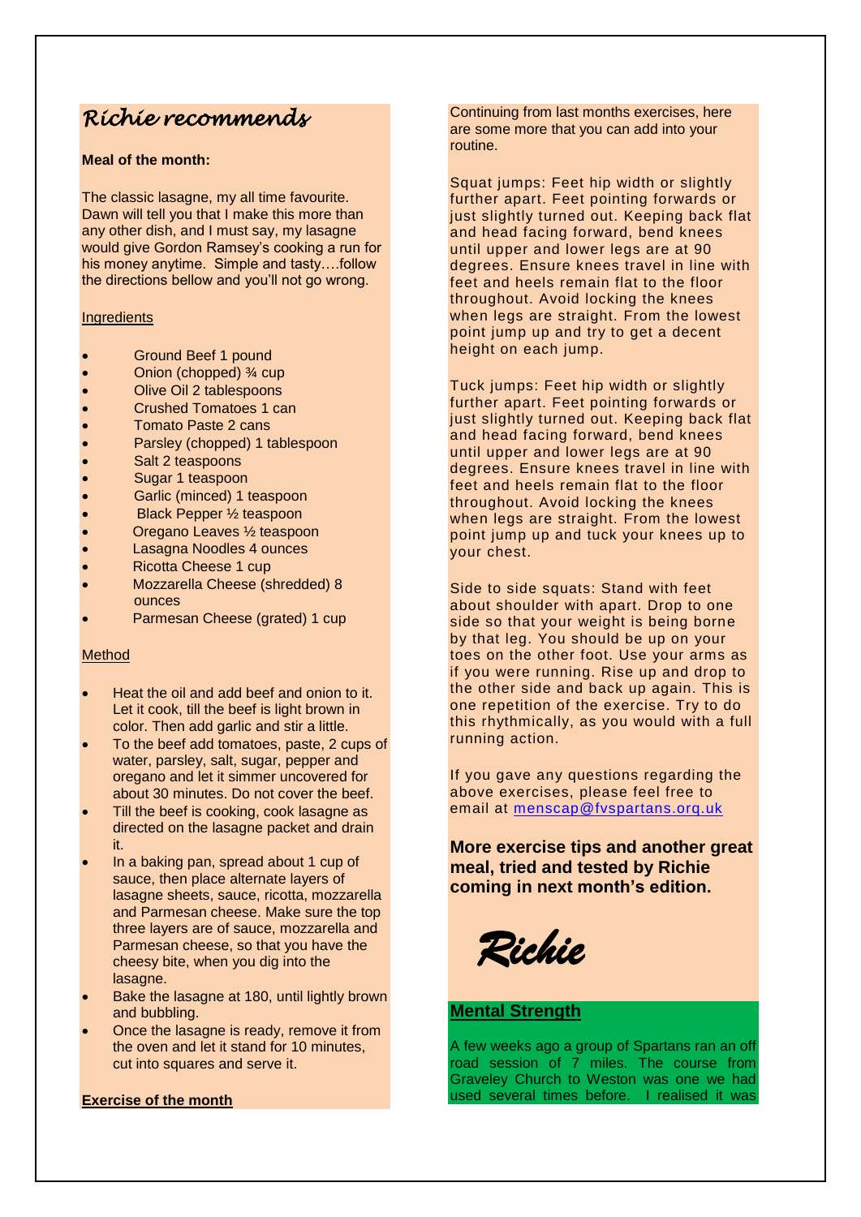# *Richie recommends*

**Meal of the month:**

The classic lasagne, my all time favourite. Dawn will tell you that I make this more than any other dish, and I must say, my lasagne would give Gordon Ramsey's cooking a run for his money anytime. Simple and tasty….follow the directions bellow and you'll not go wrong.

Ingredients

- Ground Beef 1 pound
- Onion (chopped) ¾ cup
- Olive Oil 2 tablespoons
- Crushed Tomatoes 1 can
- Tomato Paste 2 cans
- Parsley (chopped) 1 tablespoon
- Salt 2 teaspoons
- Sugar 1 teaspoon
- Garlic (minced) 1 teaspoon
- Black Pepper ½ teaspoon
- Oregano Leaves ½ teaspoon
- Lasagna Noodles 4 ounces
- Ricotta Cheese 1 cup
- Mozzarella Cheese (shredded) 8 ounces
- Parmesan Cheese (grated) 1 cup

Method

- Heat the oil and add beef and onion to it. Let it cook, till the beef is light brown in color. Then add garlic and stir a little.
- To the beef add tomatoes, paste, 2 cups of water, parsley, salt, sugar, pepper and oregano and let it simmer uncovered for about 30 minutes. Do not cover the beef.
- Till the beef is cooking, cook lasagne as directed on the lasagne packet and drain it.
- In a baking pan, spread about 1 cup of sauce, then place alternate layers of lasagne sheets, sauce, ricotta, mozzarella and Parmesan cheese. Make sure the top three layers are of sauce, mozzarella and Parmesan cheese, so that you have the cheesy bite, when you dig into the lasagne.
- Bake the lasagne at 180, until lightly brown and bubbling.
- Once the lasagne is ready, remove it from the oven and let it stand for 10 minutes, cut into squares and serve it.

**Exercise of the month**

Continuing from last months exercises, here are some more that you can add into your routine.

Squat jumps: Feet hip width or slightly further apart. Feet pointing forwards or just slightly turned out. Keeping back flat and head facing forward, bend knees until upper and lower legs are at 90 degrees. Ensure knees travel in line with feet and heels remain flat to the floor throughout. Avoid locking the knees when legs are straight. From the lowest point jump up and try to get a decent height on each jump.

Tuck jumps: Feet hip width or slightly further apart. Feet pointing forwards or just slightly turned out. Keeping back flat and head facing forward, bend knees until upper and lower legs are at 90 degrees. Ensure knees travel in line with feet and heels remain flat to the floor throughout. Avoid locking the knees when legs are straight. From the lowest point jump up and tuck your knees up to your chest.

Side to side squats: Stand with feet about shoulder with apart. Drop to one side so that your weight is being borne by that leg. You should be up on your toes on the other foot. Use your arms as if you were running. Rise up and drop to the other side and back up again. This is one repetition of the exercise. Try to do this rhythmically, as you would with a full running action.

If you gave any questions regarding the above exercises, please feel free to email at menscap@fvspartans.org.uk

**More exercise tips and another great meal, tried and tested by Richie coming in next month's edition.**

*Richie*

## Mental Strength

A few weeks ago a group of Spartans ran an off road session of 7 miles. The course from Graveley Church to Weston was one we had used several times before. I realised it was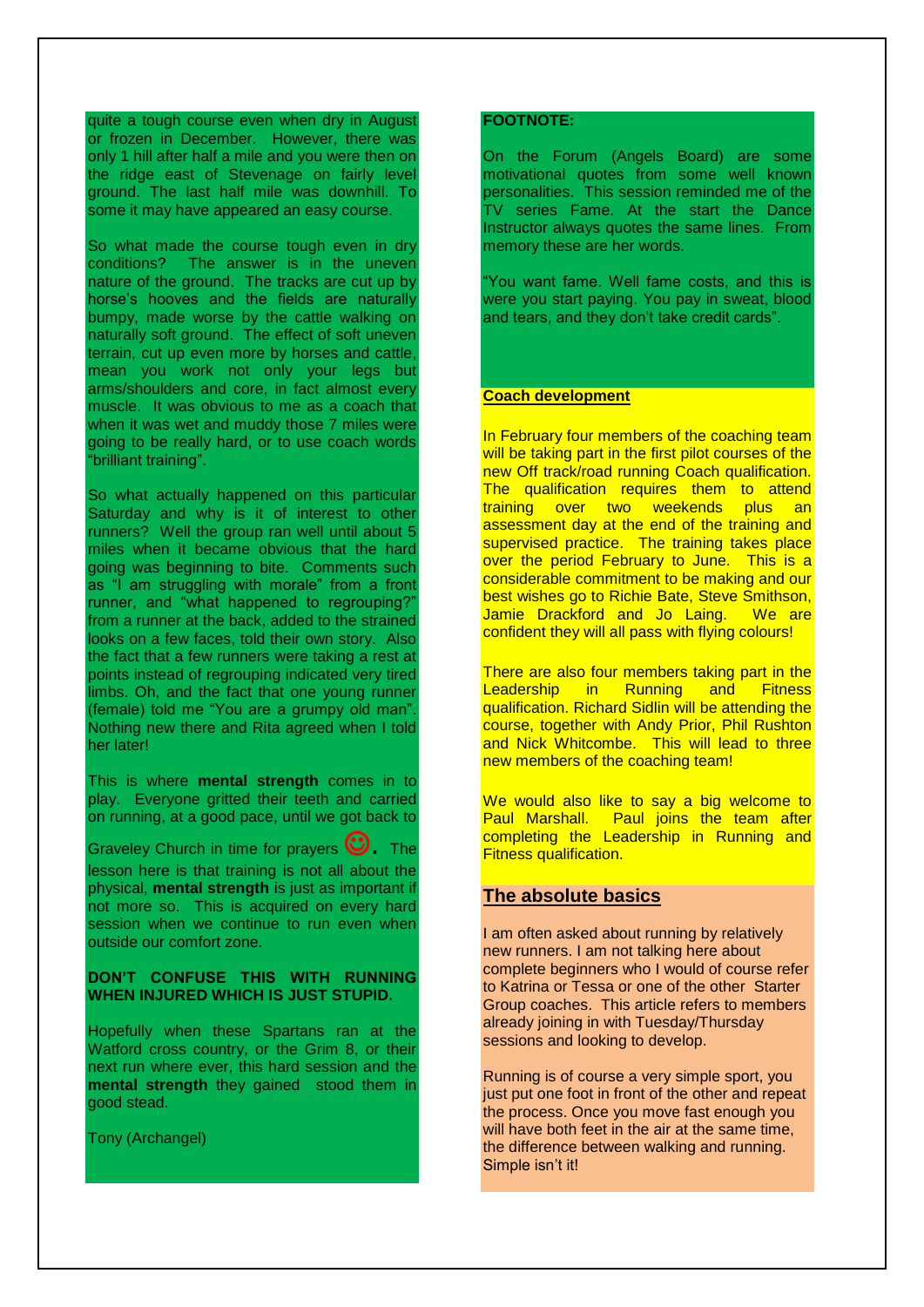quite a tough course even when dry in August or frozen in December. However, there was only 1 hill after half a mile and you were then on the ridge east of Stevenage on fairly level ground. The last half mile was downhill. To some it may have appeared an easy course.

So what made the course tough even in dry conditions? The answer is in the uneven nature of the ground. The tracks are cut up by horse's hooves and the fields are naturally bumpy, made worse by the cattle walking on naturally soft ground. The effect of soft uneven terrain, cut up even more by horses and cattle, mean you work not only your legs but arms/shoulders and core, in fact almost every muscle. It was obvious to me as a coach that when it was wet and muddy those 7 miles were going to be really hard, or to use coach words "brilliant training".

So what actually happened on this particular Saturday and why is it of interest to other runners? Well the group ran well until about 5 miles when it became obvious that the hard going was beginning to bite. Comments such as "I am struggling with morale" from a front runner, and "what happened to regrouping?" from a runner at the back, added to the strained looks on a few faces, told their own story. Also the fact that a few runners were taking a rest at points instead of regrouping indicated very tired limbs. Oh, and the fact that one young runner (female) told me "You are a grumpy old man". Nothing new there and Rita agreed when I told her later!

This is where **mental strength** comes in to play. Everyone gritted their teeth and carried on running, at a good pace, until we got back to Graveley Church in time for prayers ☺. The lesson here is that training is not all about the physical, **mental strength** is just as important if not more so. This is acquired on every hard session when we continue to run even when outside our comfort zone.

**DON'T CONFUSE THIS WITH RUNNING WHEN INJURED WHICH IS JUST STUPID.**

Hopefully when these Spartans ran at the Watford cross country, or the Grim 8, or their next run where ever, this hard session and the **mental strength** they gained stood them in good stead.

Tony (Archangel)

**FOOTNOTE:**

On the Forum (Angels Board) are some motivational quotes from some well known personalities. This session reminded me of the TV series Fame. At the start the Dance Instructor always quotes the same lines. From memory these are her words.

"You want fame. Well fame costs, and this is were you start paying. You pay in sweat, blood and tears, and they don't take credit cards".

## Coach development

In February four members of the coaching team will be taking part in the first pilot courses of the new Off track/road running Coach qualification. The qualification requires them to attend training over two weekends plus an assessment day at the end of the training and supervised practice. The training takes place over the period February to June. This is a considerable commitment to be making and our best wishes go to Richie Bate, Steve Smithson, Jamie Drackford and Jo Laing. We are confident they will all pass with flying colours!

There are also four members taking part in the Leadership in Running and Fitness qualification. Richard Sidlin will be attending the course, together with Andy Prior, Phil Rushton and Nick Whitcombe. This will lead to three new members of the coaching team!

We would also like to say a big welcome to Paul Marshall. Paul joins the team after completing the Leadership in Running and Fitness qualification.

## The absolute basics

I am often asked about running by relatively new runners. I am not talking here about complete beginners who I would of course refer to Katrina or Tessa or one of the other Starter Group coaches. This article refers to members already joining in with Tuesday/Thursday sessions and looking to develop.

Running is of course a very simple sport, you just put one foot in front of the other and repeat the process. Once you move fast enough you will have both feet in the air at the same time, the difference between walking and running. Simple isn't it!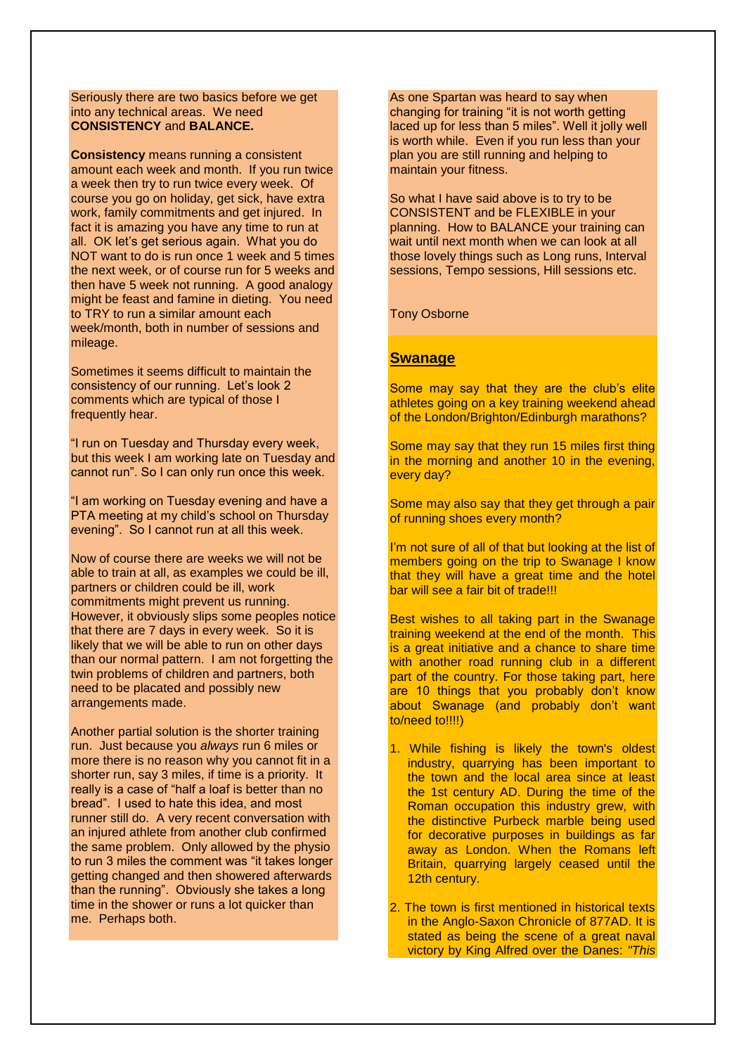Seriously there are two basics before we get into any technical areas. We need **CONSISTENCY** and **BALANCE.**

**Consistency** means running a consistent amount each week and month. If you run twice a week then try to run twice every week. Of course you go on holiday, get sick, have extra work, family commitments and get injured. In fact it is amazing you have any time to run at all. OK let's get serious again. What you do NOT want to do is run once 1 week and 5 times the next week, or of course run for 5 weeks and then have 5 week not running. A good analogy might be feast and famine in dieting. You need to TRY to run a similar amount each week/month, both in number of sessions and mileage.

Sometimes it seems difficult to maintain the consistency of our running. Let's look 2 comments which are typical of those I frequently hear.

"I run on Tuesday and Thursday every week, but this week I am working late on Tuesday and cannot run". So I can only run once this week.

"I am working on Tuesday evening and have a PTA meeting at my child's school on Thursday evening". So I cannot run at all this week.

Now of course there are weeks we will not be able to train at all, as examples we could be ill, partners or children could be ill, work commitments might prevent us running. However, it obviously slips some peoples notice that there are 7 days in every week. So it is likely that we will be able to run on other days than our normal pattern. I am not forgetting the twin problems of children and partners, both need to be placated and possibly new arrangements made.

Another partial solution is the shorter training run. Just because you *always* run 6 miles or more there is no reason why you cannot fit in a shorter run, say 3 miles, if time is a priority. It really is a case of "half a loaf is better than no bread". I used to hate this idea, and most runner still do. A very recent conversation with an injured athlete from another club confirmed the same problem. Only allowed by the physio to run 3 miles the comment was "it takes longer getting changed and then showered afterwards than the running". Obviously she takes a long time in the shower or runs a lot quicker than me. Perhaps both.

As one Spartan was heard to say when changing for training "it is not worth getting laced up for less than 5 miles". Well it jolly well is worth while. Even if you run less than your plan you are still running and helping to maintain your fitness.

So what I have said above is to try to be CONSISTENT and be FLEXIBLE in your planning. How to BALANCE your training can wait until next month when we can look at all those lovely things such as Long runs, Interval sessions, Tempo sessions, Hill sessions etc.

Tony Osborne

## Swanage

Some may say that they are the club's elite athletes going on a key training weekend ahead of the London/Brighton/Edinburgh marathons?

Some may say that they run 15 miles first thing in the morning and another 10 in the evening, every day?

Some may also say that they get through a pair of running shoes every month?

I'm not sure of all of that but looking at the list of members going on the trip to Swanage I know that they will have a great time and the hotel bar will see a fair bit of trade!!!

Best wishes to all taking part in the Swanage training weekend at the end of the month. This is a great initiative and a chance to share time with another road running club in a different part of the country. For those taking part, here are 10 things that you probably don't know about Swanage (and probably don't want to/need to!!!!)

1. While fishing is likely the town's oldest industry, quarrying has been important to the town and the local area since at least the 1st century AD. During the time of the Roman occupation this industry grew, with the distinctive Purbeck marble being used for decorative purposes in buildings as far away as London. When the Romans left Britain, quarrying largely ceased until the 12th century.

2. The town is first mentioned in historical texts in the Anglo-Saxon Chronicle of 877AD. It is stated as being the scene of a great naval victory by King Alfred over the Danes: *"This*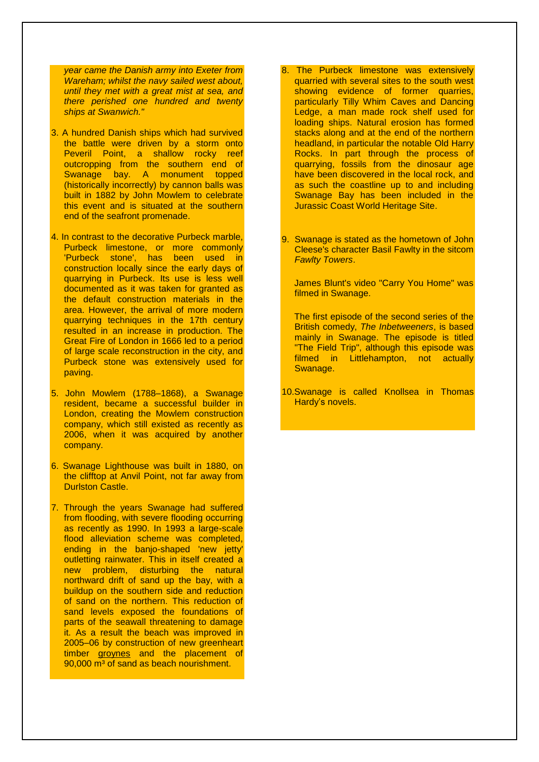*year came the Danish army into Exeter from Wareham; whilst the navy sailed west about, until they met with a great mist at sea, and there perished one hundred and twenty ships at Swanwich."*

3. A hundred Danish ships which had survived the battle were driven by a storm onto Peveril Point, a shallow rocky reef outcropping from the southern end of Swanage bay. A monument topped (historically incorrectly) by cannon balls was built in 1882 by John Mowlem to celebrate this event and is situated at the southern end of the seafront promenade.

4. In contrast to the decorative Purbeck marble, Purbeck limestone, or more commonly 'Purbeck stone', has been used in construction locally since the early days of quarrying in Purbeck. Its use is less well documented as it was taken for granted as the default construction materials in the area. However, the arrival of more modern quarrying techniques in the 17th century resulted in an increase in production. The Great Fire of London in 1666 led to a period of large scale reconstruction in the city, and Purbeck stone was extensively used for paving.

5. John Mowlem (1788–1868), a Swanage resident, became a successful builder in London, creating the Mowlem construction company, which still existed as recently as 2006, when it was acquired by another company.

6. Swanage Lighthouse was built in 1880, on the clifftop at Anvil Point, not far away from Durlston Castle.

7. Through the years Swanage had suffered from flooding, with severe flooding occurring as recently as 1990. In 1993 a large-scale flood alleviation scheme was completed, ending in the banjo-shaped 'new jetty' outletting rainwater. This in itself created a new problem, disturbing the natural northward drift of sand up the bay, with a buildup on the southern side and reduction of sand on the northern. This reduction of sand levels exposed the foundations of parts of the seawall threatening to damage it. As a result the beach was improved in 2005–06 by construction of new greenheart timber groynes and the placement of 90,000 m³ of sand as beach nourishment.

8. The Purbeck limestone was extensively quarried with several sites to the south west showing evidence of former quarries, particularly Tilly Whim Caves and Dancing Ledge, a man made rock shelf used for loading ships. Natural erosion has formed stacks along and at the end of the northern headland, in particular the notable Old Harry Rocks. In part through the process of quarrying, fossils from the dinosaur age have been discovered in the local rock, and as such the coastline up to and including Swanage Bay has been included in the Jurassic Coast World Heritage Site.

9. Swanage is stated as the hometown of John Cleese's character Basil Fawlty in the sitcom *Fawlty Towers*.

   James Blunt's video "Carry You Home" was filmed in Swanage.

   The first episode of the second series of the British comedy, *The Inbetweeners*, is based mainly in Swanage. The episode is titled "The Field Trip", although this episode was filmed in Littlehampton, not actually Swanage.

10. Swanage is called Knollsea in Thomas Hardy's novels.